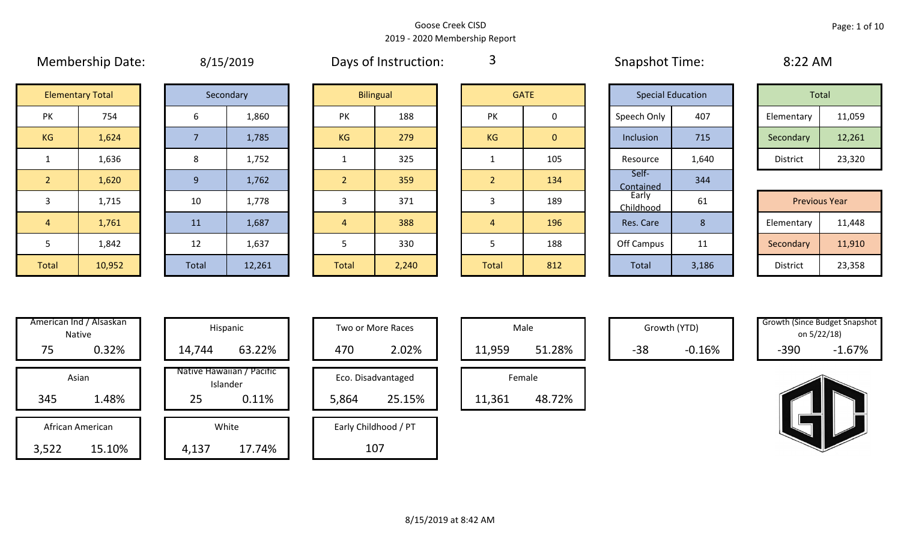Goose Creek CISD
2019 - 2020 Membership Report

Membership Date: 8/15/2019

Days of Instruction: 3

Snapshot Time: 8:22 AM

| Elementary Total | |
|---|---|
| PK | 754 |
| KG | 1,624 |
| 1 | 1,636 |
| 2 | 1,620 |
| 3 | 1,715 |
| 4 | 1,761 |
| 5 | 1,842 |
| Total | 10,952 |

| Secondary | |
|---|---|
| 6 | 1,860 |
| 7 | 1,785 |
| 8 | 1,752 |
| 9 | 1,762 |
| 10 | 1,778 |
| 11 | 1,687 |
| 12 | 1,637 |
| Total | 12,261 |

| Bilingual | |
|---|---|
| PK | 188 |
| KG | 279 |
| 1 | 325 |
| 2 | 359 |
| 3 | 371 |
| 4 | 388 |
| 5 | 330 |
| Total | 2,240 |

| GATE | |
|---|---|
| PK | 0 |
| KG | 0 |
| 1 | 105 |
| 2 | 134 |
| 3 | 189 |
| 4 | 196 |
| 5 | 188 |
| Total | 812 |

| Special Education | |
|---|---|
| Speech Only | 407 |
| Inclusion | 715 |
| Resource | 1,640 |
| Self-Contained | 344 |
| Early Childhood | 61 |
| Res. Care | 8 |
| Off Campus | 11 |
| Total | 3,186 |

| Total | |
|---|---|
| Elementary | 11,059 |
| Secondary | 12,261 |
| District | 23,320 |

| Previous Year | |
|---|---|
| Elementary | 11,448 |
| Secondary | 11,910 |
| District | 23,358 |

| Category | Count | Percent |
|---|---|---|
| American Ind / Alsaskan Native | 75 | 0.32% |
| Asian | 345 | 1.48% |
| African American | 3,522 | 15.10% |
| Hispanic | 14,744 | 63.22% |
| Native Hawaiian / Pacific Islander | 25 | 0.11% |
| White | 4,137 | 17.74% |
| Two or More Races | 470 | 2.02% |
| Eco. Disadvantaged | 5,864 | 25.15% |
| Early Childhood / PT | 107 | |
| Male | 11,959 | 51.28% |
| Female | 11,361 | 48.72% |
| Growth (YTD) | -38 | -0.16% |
| Growth (Since Budget Snapshot on 5/22/18) | -390 | -1.67% |

8/15/2019 at 8:42 AM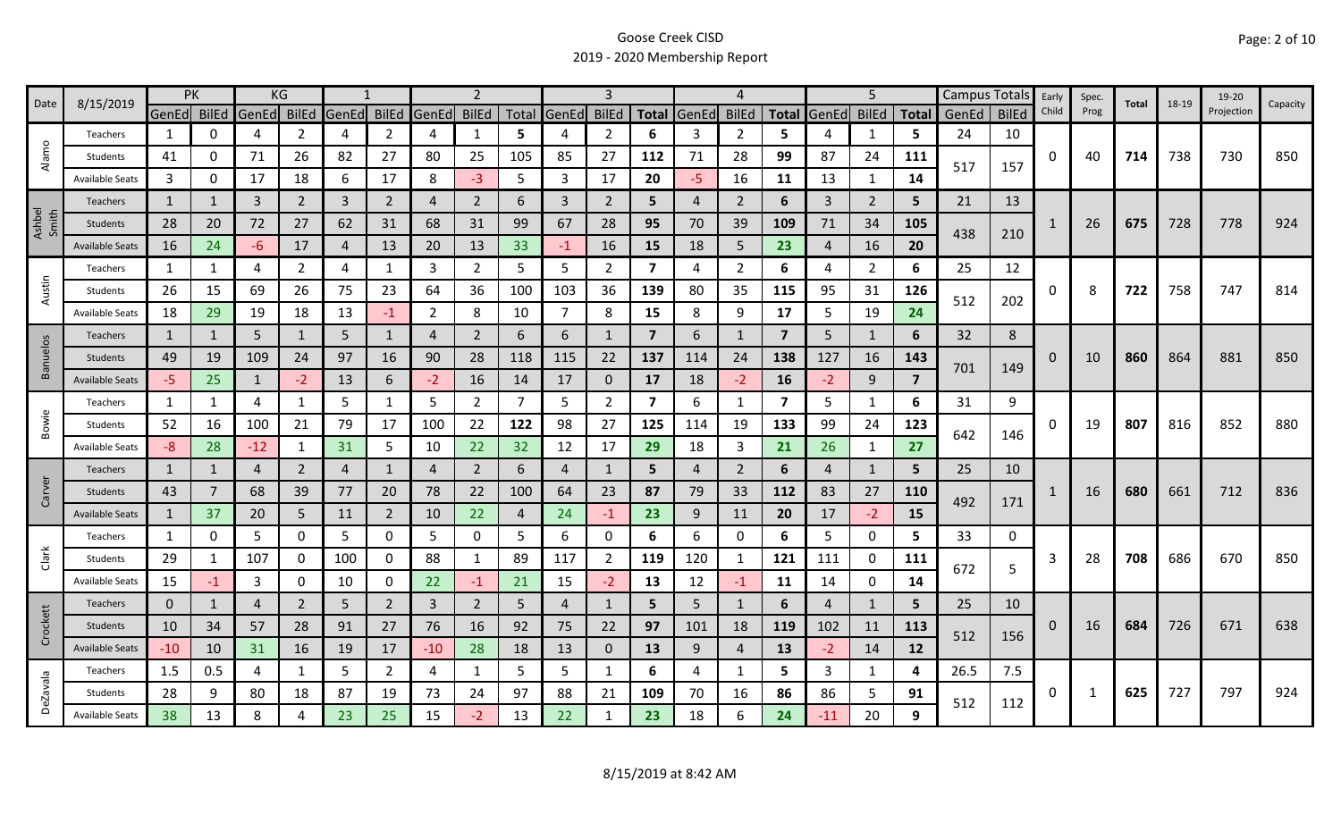Goose Creek CISD
2019 - 2020 Membership Report

| Date | 8/15/2019 | PK | | KG | | 1 | | 2 | | | 3 | | | 4 | | | 5 | | | Campus Totals | | Early Child | Spec. Prog | Total | 18-19 | 19-20 Projection | Capacity |
|---|---|---|---|---|---|---|---|---|---|---|---|---|---|---|---|---|---|---|---|---|---|---|---|---|---|---|---|
| | | GenEd | BilEd | GenEd | BilEd | GenEd | BilEd | GenEd | BilEd | Total | GenEd | BilEd | Total | GenEd | BilEd | Total | GenEd | BilEd | Total | GenEd | BilEd | | | | | | |
| Alamo | Teachers | 1 | 0 | 4 | 2 | 4 | 2 | 4 | 1 | 5 | 4 | 2 | 6 | 3 | 2 | 5 | 4 | 1 | 5 | 24 | 10 | 0 | 40 | 714 | 738 | 730 | 850 |
| | Students | 41 | 0 | 71 | 26 | 82 | 27 | 80 | 25 | 105 | 85 | 27 | 112 | 71 | 28 | 99 | 87 | 24 | 111 | 517 | 157 | | | | | | |
| | Available Seats | 3 | 0 | 17 | 18 | 6 | 17 | 8 | -3 | 5 | 3 | 17 | 20 | -5 | 16 | 11 | 13 | 1 | 14 | | | | | | | | |
| Ashbel Smith | Teachers | 1 | 1 | 3 | 2 | 3 | 2 | 4 | 2 | 6 | 3 | 2 | 5 | 4 | 2 | 6 | 3 | 2 | 5 | 21 | 13 | 1 | 26 | 675 | 728 | 778 | 924 |
| | Students | 28 | 20 | 72 | 27 | 62 | 31 | 68 | 31 | 99 | 67 | 28 | 95 | 70 | 39 | 109 | 71 | 34 | 105 | 438 | 210 | | | | | | |
| | Available Seats | 16 | 24 | -6 | 17 | 4 | 13 | 20 | 13 | 33 | -1 | 16 | 15 | 18 | 5 | 23 | 4 | 16 | 20 | | | | | | | | |
| Austin | Teachers | 1 | 1 | 4 | 2 | 4 | 1 | 3 | 2 | 5 | 5 | 2 | 7 | 4 | 2 | 6 | 4 | 2 | 6 | 25 | 12 | 0 | 8 | 722 | 758 | 747 | 814 |
| | Students | 26 | 15 | 69 | 26 | 75 | 23 | 64 | 36 | 100 | 103 | 36 | 139 | 80 | 35 | 115 | 95 | 31 | 126 | 512 | 202 | | | | | | |
| | Available Seats | 18 | 29 | 19 | 18 | 13 | -1 | 2 | 8 | 10 | 7 | 8 | 15 | 8 | 9 | 17 | 5 | 19 | 24 | | | | | | | | |
| Banuelos | Teachers | 1 | 1 | 5 | 1 | 5 | 1 | 4 | 2 | 6 | 6 | 1 | 7 | 6 | 1 | 7 | 5 | 1 | 6 | 32 | 8 | 0 | 10 | 860 | 864 | 881 | 850 |
| | Students | 49 | 19 | 109 | 24 | 97 | 16 | 90 | 28 | 118 | 115 | 22 | 137 | 114 | 24 | 138 | 127 | 16 | 143 | 701 | 149 | | | | | | |
| | Available Seats | -5 | 25 | 1 | -2 | 13 | 6 | -2 | 16 | 14 | 17 | 0 | 17 | 18 | -2 | 16 | -2 | 9 | 7 | | | | | | | | |
| Bowie | Teachers | 1 | 1 | 4 | 1 | 5 | 1 | 5 | 2 | 7 | 5 | 2 | 7 | 6 | 1 | 7 | 5 | 1 | 6 | 31 | 9 | 0 | 19 | 807 | 816 | 852 | 880 |
| | Students | 52 | 16 | 100 | 21 | 79 | 17 | 100 | 22 | 122 | 98 | 27 | 125 | 114 | 19 | 133 | 99 | 24 | 123 | 642 | 146 | | | | | | |
| | Available Seats | -8 | 28 | -12 | 1 | 31 | 5 | 10 | 22 | 32 | 12 | 17 | 29 | 18 | 3 | 21 | 26 | 1 | 27 | | | | | | | | |
| Carver | Teachers | 1 | 1 | 4 | 2 | 4 | 1 | 4 | 2 | 6 | 4 | 1 | 5 | 4 | 2 | 6 | 4 | 1 | 5 | 25 | 10 | 1 | 16 | 680 | 661 | 712 | 836 |
| | Students | 43 | 7 | 68 | 39 | 77 | 20 | 78 | 22 | 100 | 64 | 23 | 87 | 79 | 33 | 112 | 83 | 27 | 110 | 492 | 171 | | | | | | |
| | Available Seats | 1 | 37 | 20 | 5 | 11 | 2 | 10 | 22 | 4 | 24 | -1 | 23 | 9 | 11 | 20 | 17 | -2 | 15 | | | | | | | | |
| Clark | Teachers | 1 | 0 | 5 | 0 | 5 | 0 | 5 | 0 | 5 | 6 | 0 | 6 | 6 | 0 | 6 | 5 | 0 | 5 | 33 | 0 | 3 | 28 | 708 | 686 | 670 | 850 |
| | Students | 29 | 1 | 107 | 0 | 100 | 0 | 88 | 1 | 89 | 117 | 2 | 119 | 120 | 1 | 121 | 111 | 0 | 111 | 672 | 5 | | | | | | |
| | Available Seats | 15 | -1 | 3 | 0 | 10 | 0 | 22 | -1 | 21 | 15 | -2 | 13 | 12 | -1 | 11 | 14 | 0 | 14 | | | | | | | | |
| Crockett | Teachers | 0 | 1 | 4 | 2 | 5 | 2 | 3 | 2 | 5 | 4 | 1 | 5 | 5 | 1 | 6 | 4 | 1 | 5 | 25 | 10 | 0 | 16 | 684 | 726 | 671 | 638 |
| | Students | 10 | 34 | 57 | 28 | 91 | 27 | 76 | 16 | 92 | 75 | 22 | 97 | 101 | 18 | 119 | 102 | 11 | 113 | 512 | 156 | | | | | | |
| | Available Seats | -10 | 10 | 31 | 16 | 19 | 17 | -10 | 28 | 18 | 13 | 0 | 13 | 9 | 4 | 13 | -2 | 14 | 12 | | | | | | | | |
| DeZavala | Teachers | 1.5 | 0.5 | 4 | 1 | 5 | 2 | 4 | 1 | 5 | 5 | 1 | 6 | 4 | 1 | 5 | 3 | 1 | 4 | 26.5 | 7.5 | 0 | 1 | 625 | 727 | 797 | 924 |
| | Students | 28 | 9 | 80 | 18 | 87 | 19 | 73 | 24 | 97 | 88 | 21 | 109 | 70 | 16 | 86 | 86 | 5 | 91 | 512 | 112 | | | | | | |
| | Available Seats | 38 | 13 | 8 | 4 | 23 | 25 | 15 | -2 | 13 | 22 | 1 | 23 | 18 | 6 | 24 | -11 | 20 | 9 | | | | | | | | |

8/15/2019 at 8:42 AM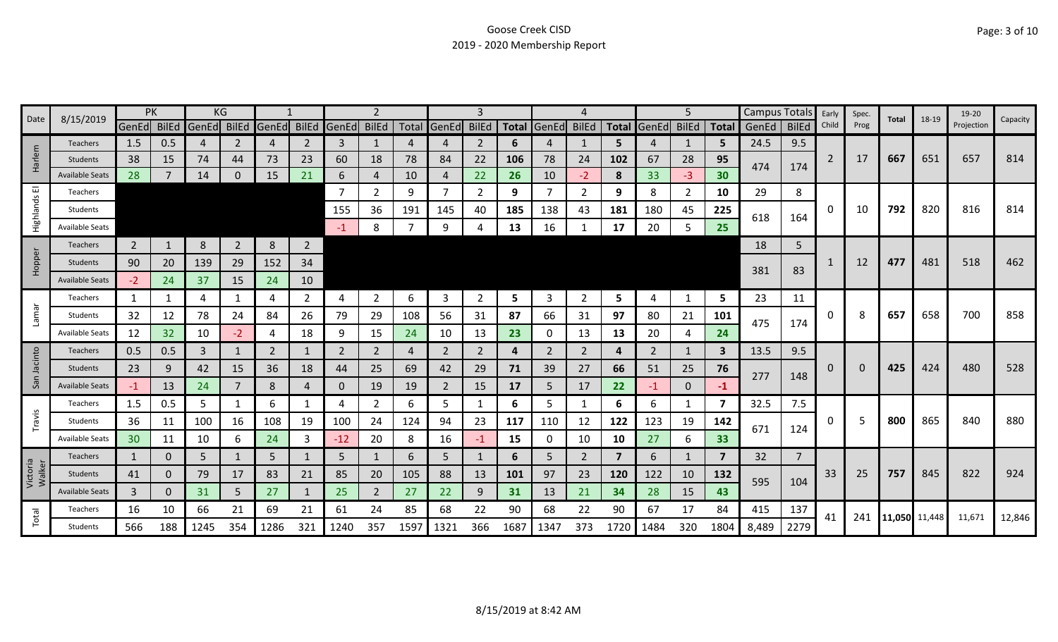# Goose Creek CISD

## 2019 - 2020 Membership Report

| Date | 8/15/2019 | PK | | KG | | 1 | | 2 | | | 3 | | | 4 | | | 5 | | | Campus Totals | | Early Child | Spec. Prog | Total | 18-19 | 19-20 Projection | Capacity |
|---|---|---|---|---|---|---|---|---|---|---|---|---|---|---|---|---|---|---|---|---|---|---|---|---|---|---|---|
| | | GenEd | BilEd | GenEd | BilEd | GenEd | BilEd | GenEd | BilEd | Total | GenEd | BilEd | Total | GenEd | BilEd | Total | GenEd | BilEd | Total | GenEd | BilEd | | | | | | |
| Harlem | Teachers | 1.5 | 0.5 | 4 | 2 | 4 | 2 | 3 | 1 | 4 | 4 | 2 | **6** | 4 | 1 | **5** | 4 | 1 | **5** | 24.5 | 9.5 | 2 | 17 | **667** | 651 | 657 | 814 |
| | Students | 38 | 15 | 74 | 44 | 73 | 23 | 60 | 18 | 78 | 84 | 22 | **106** | 78 | 24 | **102** | 67 | 28 | **95** | 474 | 174 | | | | | | |
| | Available Seats | 28 | 7 | 14 | 0 | 15 | 21 | 6 | 4 | 10 | 4 | 22 | **26** | 10 | -2 | **8** | 33 | -3 | **30** | | | | | | | | |
| Highlands El | Teachers | | | | | | | 7 | 2 | 9 | 7 | 2 | **9** | 7 | 2 | **9** | 8 | 2 | **10** | 29 | 8 | 0 | 10 | **792** | 820 | 816 | 814 |
| | Students | | | | | | | 155 | 36 | 191 | 145 | 40 | **185** | 138 | 43 | **181** | 180 | 45 | **225** | 618 | 164 | | | | | | |
| | Available Seats | | | | | | | -1 | 8 | 7 | 9 | 4 | **13** | 16 | 1 | **17** | 20 | 5 | **25** | | | | | | | | |
| Hopper | Teachers | 2 | 1 | 8 | 2 | 8 | 2 | | | | | | | | | | | | | 18 | 5 | 1 | 12 | **477** | 481 | 518 | 462 |
| | Students | 90 | 20 | 139 | 29 | 152 | 34 | | | | | | | | | | | | | 381 | 83 | | | | | | |
| | Available Seats | -2 | 24 | 37 | 15 | 24 | 10 | | | | | | | | | | | | | | | | | | | | |
| Lamar | Teachers | 1 | 1 | 4 | 1 | 4 | 2 | 4 | 2 | 6 | 3 | 2 | **5** | 3 | 2 | **5** | 4 | 1 | **5** | 23 | 11 | 0 | 8 | **657** | 658 | 700 | 858 |
| | Students | 32 | 12 | 78 | 24 | 84 | 26 | 79 | 29 | 108 | 56 | 31 | **87** | 66 | 31 | **97** | 80 | 21 | **101** | 475 | 174 | | | | | | |
| | Available Seats | 12 | 32 | 10 | -2 | 4 | 18 | 9 | 15 | 24 | 10 | 13 | **23** | 0 | 13 | **13** | 20 | 4 | **24** | | | | | | | | |
| San Jacinto | Teachers | 0.5 | 0.5 | 3 | 1 | 2 | 1 | 2 | 2 | 4 | 2 | 2 | **4** | 2 | 2 | **4** | 2 | 1 | **3** | 13.5 | 9.5 | 0 | 0 | **425** | 424 | 480 | 528 |
| | Students | 23 | 9 | 42 | 15 | 36 | 18 | 44 | 25 | 69 | 42 | 29 | **71** | 39 | 27 | **66** | 51 | 25 | **76** | 277 | 148 | | | | | | |
| | Available Seats | -1 | 13 | 24 | 7 | 8 | 4 | 0 | 19 | 19 | 2 | 15 | **17** | 5 | 17 | **22** | -1 | 0 | **-1** | | | | | | | | |
| Travis | Teachers | 1.5 | 0.5 | 5 | 1 | 6 | 1 | 4 | 2 | 6 | 5 | 1 | **6** | 5 | 1 | **6** | 6 | 1 | **7** | 32.5 | 7.5 | 0 | 5 | **800** | 865 | 840 | 880 |
| | Students | 36 | 11 | 100 | 16 | 108 | 19 | 100 | 24 | 124 | 94 | 23 | **117** | 110 | 12 | **122** | 123 | 19 | **142** | 671 | 124 | | | | | | |
| | Available Seats | 30 | 11 | 10 | 6 | 24 | 3 | -12 | 20 | 8 | 16 | -1 | **15** | 0 | 10 | **10** | 27 | 6 | **33** | | | | | | | | |
| Victoria Walker | Teachers | 1 | 0 | 5 | 1 | 5 | 1 | 5 | 1 | 6 | 5 | 1 | **6** | 5 | 2 | **7** | 6 | 1 | **7** | 32 | 7 | 33 | 25 | **757** | 845 | 822 | 924 |
| | Students | 41 | 0 | 79 | 17 | 83 | 21 | 85 | 20 | 105 | 88 | 13 | **101** | 97 | 23 | **120** | 122 | 10 | **132** | 595 | 104 | | | | | | |
| | Available Seats | 3 | 0 | 31 | 5 | 27 | 1 | 25 | 2 | 27 | 22 | 9 | **31** | 13 | 21 | **34** | 28 | 15 | **43** | | | | | | | | |
| Total | Teachers | 16 | 10 | 66 | 21 | 69 | 21 | 61 | 24 | 85 | 68 | 22 | 90 | 68 | 22 | 90 | 67 | 17 | 84 | 415 | 137 | 41 | 241 | **11,050** | 11,448 | 11,671 | 12,846 |
| | Students | 566 | 188 | 1245 | 354 | 1286 | 321 | 1240 | 357 | 1597 | 1321 | 366 | 1687 | 1347 | 373 | 1720 | 1484 | 320 | 1804 | 8,489 | 2279 | | | | | | |

8/15/2019 at 8:42 AM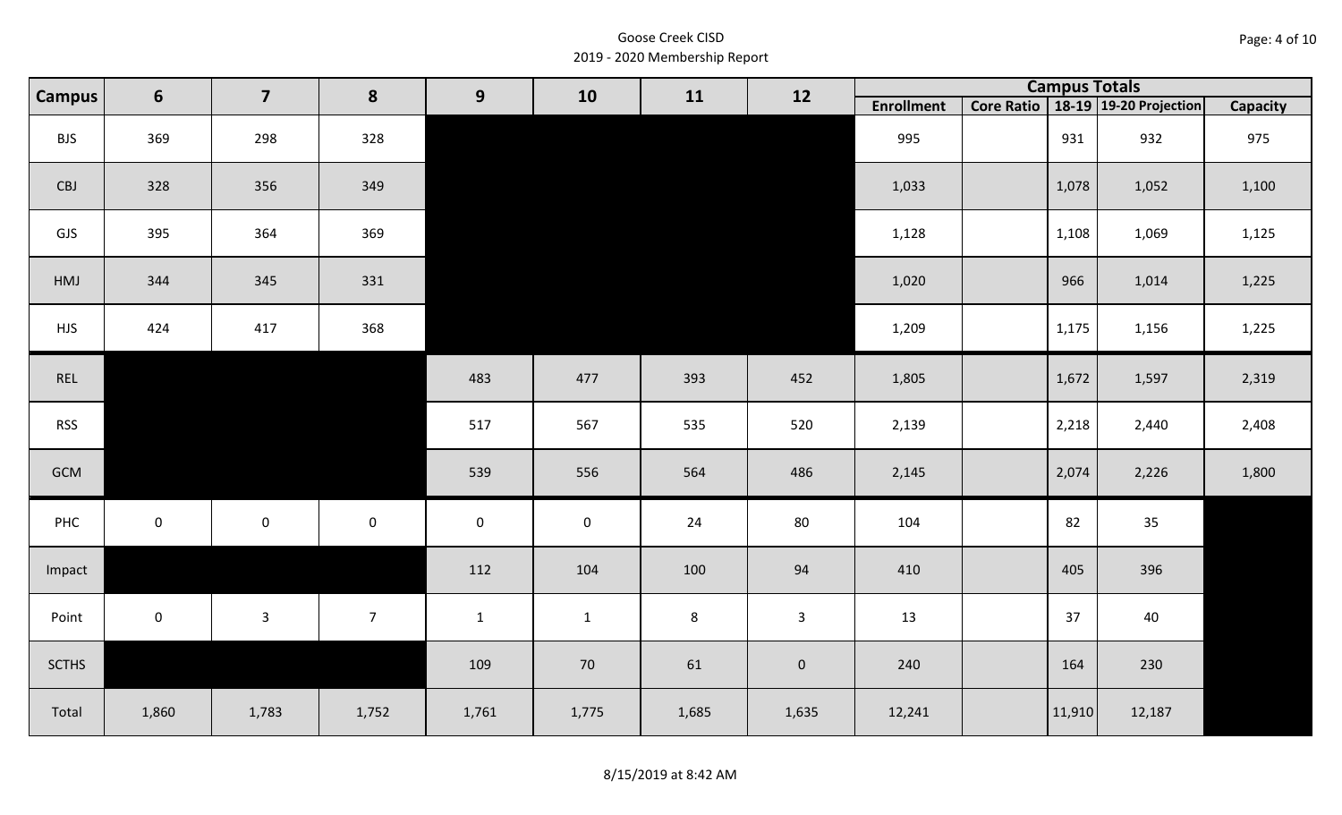# Goose Creek CISD

## 2019 - 2020 Membership Report

| Campus | 6 | 7 | 8 | 9 | 10 | 11 | 12 | Campus Totals | | | | |
|---|---|---|---|---|---|---|---|---|---|---|---|---|
| | | | | | | | | Enrollment | Core Ratio | 18-19 | 19-20 Projection | Capacity |
| BJS | 369 | 298 | 328 | | | | | 995 | | 931 | 932 | 975 |
| CBJ | 328 | 356 | 349 | | | | | 1,033 | | 1,078 | 1,052 | 1,100 |
| GJS | 395 | 364 | 369 | | | | | 1,128 | | 1,108 | 1,069 | 1,125 |
| HMJ | 344 | 345 | 331 | | | | | 1,020 | | 966 | 1,014 | 1,225 |
| HJS | 424 | 417 | 368 | | | | | 1,209 | | 1,175 | 1,156 | 1,225 |
| REL | | | | 483 | 477 | 393 | 452 | 1,805 | | 1,672 | 1,597 | 2,319 |
| RSS | | | | 517 | 567 | 535 | 520 | 2,139 | | 2,218 | 2,440 | 2,408 |
| GCM | | | | 539 | 556 | 564 | 486 | 2,145 | | 2,074 | 2,226 | 1,800 |
| PHC | 0 | 0 | 0 | 0 | 0 | 24 | 80 | 104 | | 82 | 35 | |
| Impact | | | | 112 | 104 | 100 | 94 | 410 | | 405 | 396 | |
| Point | 0 | 3 | 7 | 1 | 1 | 8 | 3 | 13 | | 37 | 40 | |
| SCTHS | | | | 109 | 70 | 61 | 0 | 240 | | 164 | 230 | |
| Total | 1,860 | 1,783 | 1,752 | 1,761 | 1,775 | 1,685 | 1,635 | 12,241 | | 11,910 | 12,187 | |

8/15/2019 at 8:42 AM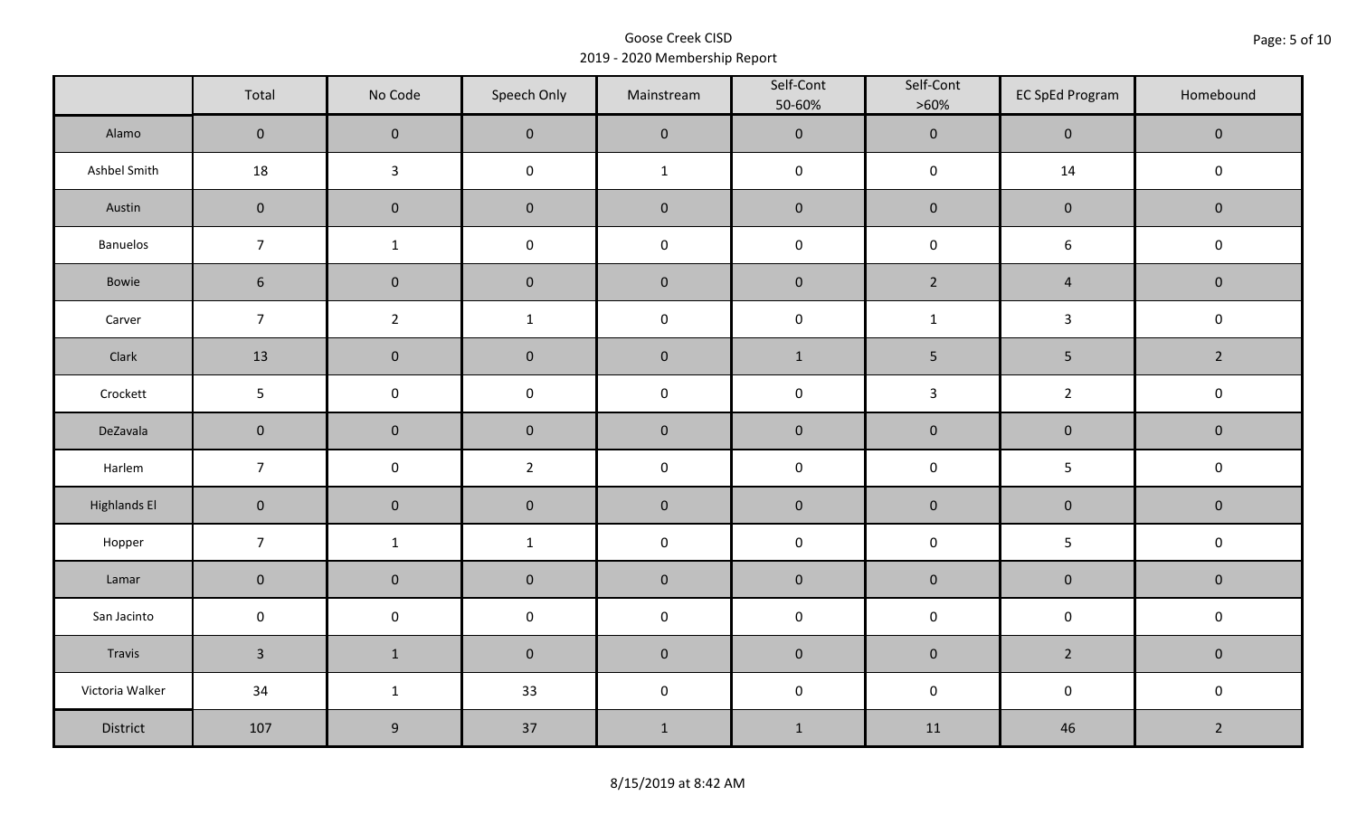Goose Creek CISD
2019 - 2020 Membership Report

| | Total | No Code | Speech Only | Mainstream | Self-Cont 50-60% | Self-Cont >60% | EC SpEd Program | Homebound |
|---|---|---|---|---|---|---|---|---|
| Alamo | 0 | 0 | 0 | 0 | 0 | 0 | 0 | 0 |
| Ashbel Smith | 18 | 3 | 0 | 1 | 0 | 0 | 14 | 0 |
| Austin | 0 | 0 | 0 | 0 | 0 | 0 | 0 | 0 |
| Banuelos | 7 | 1 | 0 | 0 | 0 | 0 | 6 | 0 |
| Bowie | 6 | 0 | 0 | 0 | 0 | 2 | 4 | 0 |
| Carver | 7 | 2 | 1 | 0 | 0 | 1 | 3 | 0 |
| Clark | 13 | 0 | 0 | 0 | 1 | 5 | 5 | 2 |
| Crockett | 5 | 0 | 0 | 0 | 0 | 3 | 2 | 0 |
| DeZavala | 0 | 0 | 0 | 0 | 0 | 0 | 0 | 0 |
| Harlem | 7 | 0 | 2 | 0 | 0 | 0 | 5 | 0 |
| Highlands El | 0 | 0 | 0 | 0 | 0 | 0 | 0 | 0 |
| Hopper | 7 | 1 | 1 | 0 | 0 | 0 | 5 | 0 |
| Lamar | 0 | 0 | 0 | 0 | 0 | 0 | 0 | 0 |
| San Jacinto | 0 | 0 | 0 | 0 | 0 | 0 | 0 | 0 |
| Travis | 3 | 1 | 0 | 0 | 0 | 0 | 2 | 0 |
| Victoria Walker | 34 | 1 | 33 | 0 | 0 | 0 | 0 | 0 |
| District | 107 | 9 | 37 | 1 | 1 | 11 | 46 | 2 |

8/15/2019 at 8:42 AM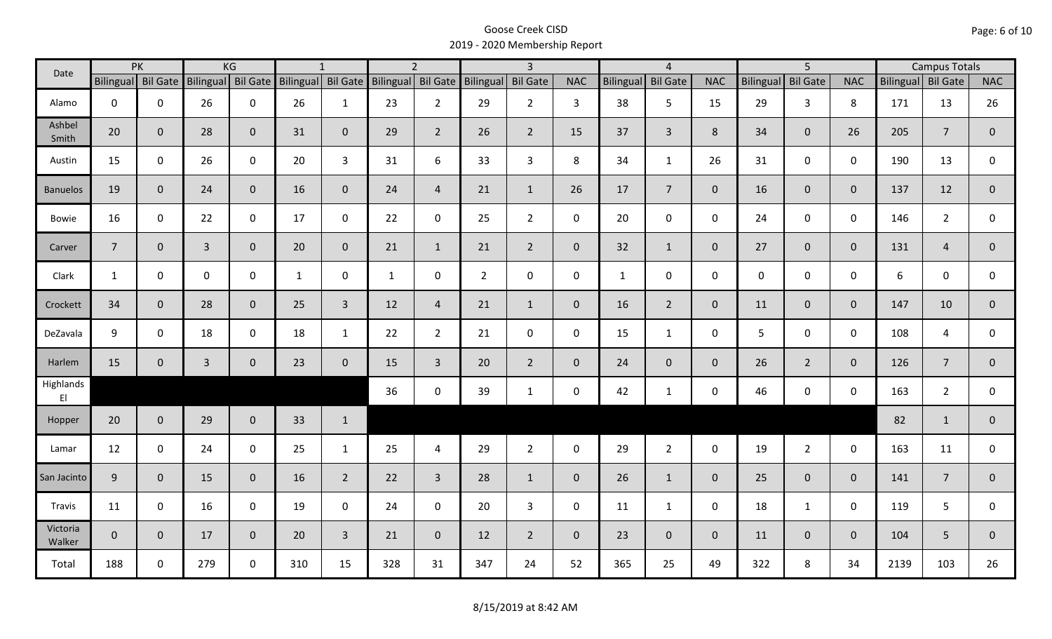# Goose Creek CISD
## 2019 - 2020 Membership Report

| Date | PK | | KG | | 1 | | 2 | | 3 | | | 4 | | | 5 | | | Campus Totals | | |
|---|---|---|---|---|---|---|---|---|---|---|---|---|---|---|---|---|---|---|---|---|
| | Bilingual | Bil Gate | Bilingual | Bil Gate | Bilingual | Bil Gate | Bilingual | Bil Gate | Bilingual | Bil Gate | NAC | Bilingual | Bil Gate | NAC | Bilingual | Bil Gate | NAC | Bilingual | Bil Gate | NAC |
| Alamo | 0 | 0 | 26 | 0 | 26 | 1 | 23 | 2 | 29 | 2 | 3 | 38 | 5 | 15 | 29 | 3 | 8 | 171 | 13 | 26 |
| Ashbel Smith | 20 | 0 | 28 | 0 | 31 | 0 | 29 | 2 | 26 | 2 | 15 | 37 | 3 | 8 | 34 | 0 | 26 | 205 | 7 | 0 |
| Austin | 15 | 0 | 26 | 0 | 20 | 3 | 31 | 6 | 33 | 3 | 8 | 34 | 1 | 26 | 31 | 0 | 0 | 190 | 13 | 0 |
| Banuelos | 19 | 0 | 24 | 0 | 16 | 0 | 24 | 4 | 21 | 1 | 26 | 17 | 7 | 0 | 16 | 0 | 0 | 137 | 12 | 0 |
| Bowie | 16 | 0 | 22 | 0 | 17 | 0 | 22 | 0 | 25 | 2 | 0 | 20 | 0 | 0 | 24 | 0 | 0 | 146 | 2 | 0 |
| Carver | 7 | 0 | 3 | 0 | 20 | 0 | 21 | 1 | 21 | 2 | 0 | 32 | 1 | 0 | 27 | 0 | 0 | 131 | 4 | 0 |
| Clark | 1 | 0 | 0 | 0 | 1 | 0 | 1 | 0 | 2 | 0 | 0 | 1 | 0 | 0 | 0 | 0 | 0 | 6 | 0 | 0 |
| Crockett | 34 | 0 | 28 | 0 | 25 | 3 | 12 | 4 | 21 | 1 | 0 | 16 | 2 | 0 | 11 | 0 | 0 | 147 | 10 | 0 |
| DeZavala | 9 | 0 | 18 | 0 | 18 | 1 | 22 | 2 | 21 | 0 | 0 | 15 | 1 | 0 | 5 | 0 | 0 | 108 | 4 | 0 |
| Harlem | 15 | 0 | 3 | 0 | 23 | 0 | 15 | 3 | 20 | 2 | 0 | 24 | 0 | 0 | 26 | 2 | 0 | 126 | 7 | 0 |
| Highlands El | | | | | | | 36 | 0 | 39 | 1 | 0 | 42 | 1 | 0 | 46 | 0 | 0 | 163 | 2 | 0 |
| Hopper | 20 | 0 | 29 | 0 | 33 | 1 | | | | | | | | | | | | 82 | 1 | 0 |
| Lamar | 12 | 0 | 24 | 0 | 25 | 1 | 25 | 4 | 29 | 2 | 0 | 29 | 2 | 0 | 19 | 2 | 0 | 163 | 11 | 0 |
| San Jacinto | 9 | 0 | 15 | 0 | 16 | 2 | 22 | 3 | 28 | 1 | 0 | 26 | 1 | 0 | 25 | 0 | 0 | 141 | 7 | 0 |
| Travis | 11 | 0 | 16 | 0 | 19 | 0 | 24 | 0 | 20 | 3 | 0 | 11 | 1 | 0 | 18 | 1 | 0 | 119 | 5 | 0 |
| Victoria Walker | 0 | 0 | 17 | 0 | 20 | 3 | 21 | 0 | 12 | 2 | 0 | 23 | 0 | 0 | 11 | 0 | 0 | 104 | 5 | 0 |
| Total | 188 | 0 | 279 | 0 | 310 | 15 | 328 | 31 | 347 | 24 | 52 | 365 | 25 | 49 | 322 | 8 | 34 | 2139 | 103 | 26 |

8/15/2019 at 8:42 AM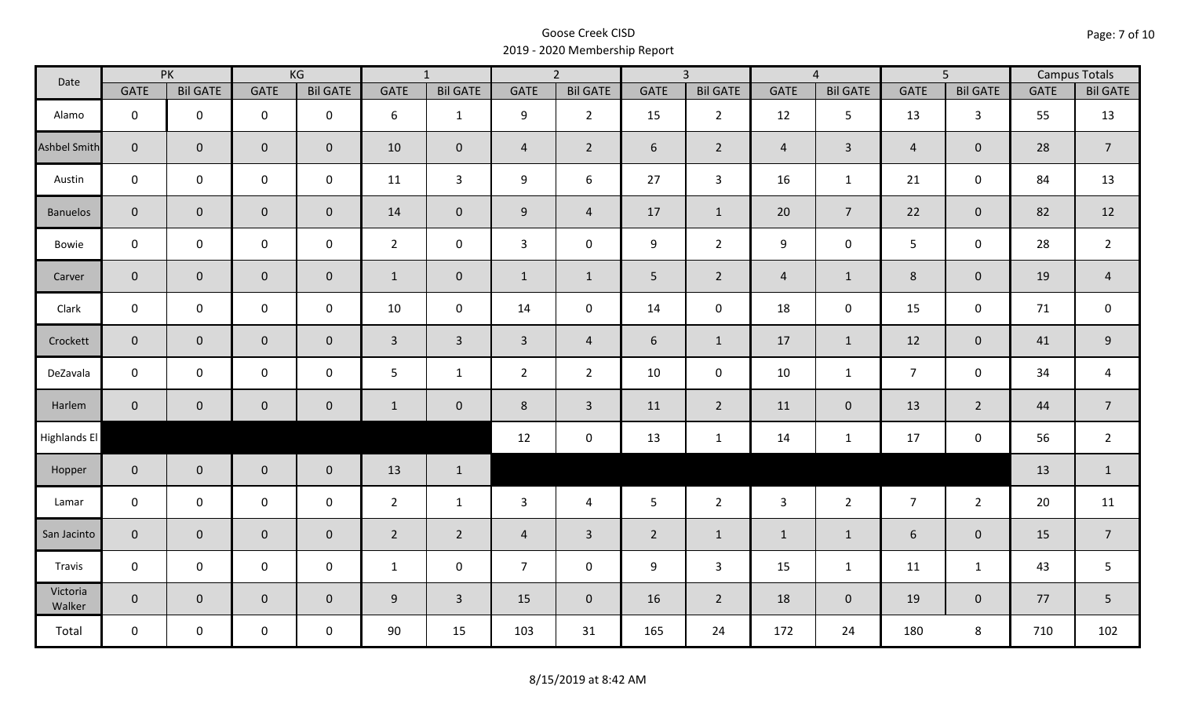# Goose Creek CISD
## 2019 - 2020 Membership Report

| Date | PK | | KG | | 1 | | 2 | | 3 | | 4 | | 5 | | Campus Totals | |
|---|---|---|---|---|---|---|---|---|---|---|---|---|---|---|---|---|
| | GATE | Bil GATE | GATE | Bil GATE | GATE | Bil GATE | GATE | Bil GATE | GATE | Bil GATE | GATE | Bil GATE | GATE | Bil GATE | GATE | Bil GATE |
| Alamo | 0 | 0 | 0 | 0 | 6 | 1 | 9 | 2 | 15 | 2 | 12 | 5 | 13 | 3 | 55 | 13 |
| Ashbel Smith | 0 | 0 | 0 | 0 | 10 | 0 | 4 | 2 | 6 | 2 | 4 | 3 | 4 | 0 | 28 | 7 |
| Austin | 0 | 0 | 0 | 0 | 11 | 3 | 9 | 6 | 27 | 3 | 16 | 1 | 21 | 0 | 84 | 13 |
| Banuelos | 0 | 0 | 0 | 0 | 14 | 0 | 9 | 4 | 17 | 1 | 20 | 7 | 22 | 0 | 82 | 12 |
| Bowie | 0 | 0 | 0 | 0 | 2 | 0 | 3 | 0 | 9 | 2 | 9 | 0 | 5 | 0 | 28 | 2 |
| Carver | 0 | 0 | 0 | 0 | 1 | 0 | 1 | 1 | 5 | 2 | 4 | 1 | 8 | 0 | 19 | 4 |
| Clark | 0 | 0 | 0 | 0 | 10 | 0 | 14 | 0 | 14 | 0 | 18 | 0 | 15 | 0 | 71 | 0 |
| Crockett | 0 | 0 | 0 | 0 | 3 | 3 | 3 | 4 | 6 | 1 | 17 | 1 | 12 | 0 | 41 | 9 |
| DeZavala | 0 | 0 | 0 | 0 | 5 | 1 | 2 | 2 | 10 | 0 | 10 | 1 | 7 | 0 | 34 | 4 |
| Harlem | 0 | 0 | 0 | 0 | 1 | 0 | 8 | 3 | 11 | 2 | 11 | 0 | 13 | 2 | 44 | 7 |
| Highlands El | | | | | | | 12 | 0 | 13 | 1 | 14 | 1 | 17 | 0 | 56 | 2 |
| Hopper | 0 | 0 | 0 | 0 | 13 | 1 | | | | | | | | | 13 | 1 |
| Lamar | 0 | 0 | 0 | 0 | 2 | 1 | 3 | 4 | 5 | 2 | 3 | 2 | 7 | 2 | 20 | 11 |
| San Jacinto | 0 | 0 | 0 | 0 | 2 | 2 | 4 | 3 | 2 | 1 | 1 | 1 | 6 | 0 | 15 | 7 |
| Travis | 0 | 0 | 0 | 0 | 1 | 0 | 7 | 0 | 9 | 3 | 15 | 1 | 11 | 1 | 43 | 5 |
| Victoria Walker | 0 | 0 | 0 | 0 | 9 | 3 | 15 | 0 | 16 | 2 | 18 | 0 | 19 | 0 | 77 | 5 |
| Total | 0 | 0 | 0 | 0 | 90 | 15 | 103 | 31 | 165 | 24 | 172 | 24 | 180 | 8 | 710 | 102 |

8/15/2019 at 8:42 AM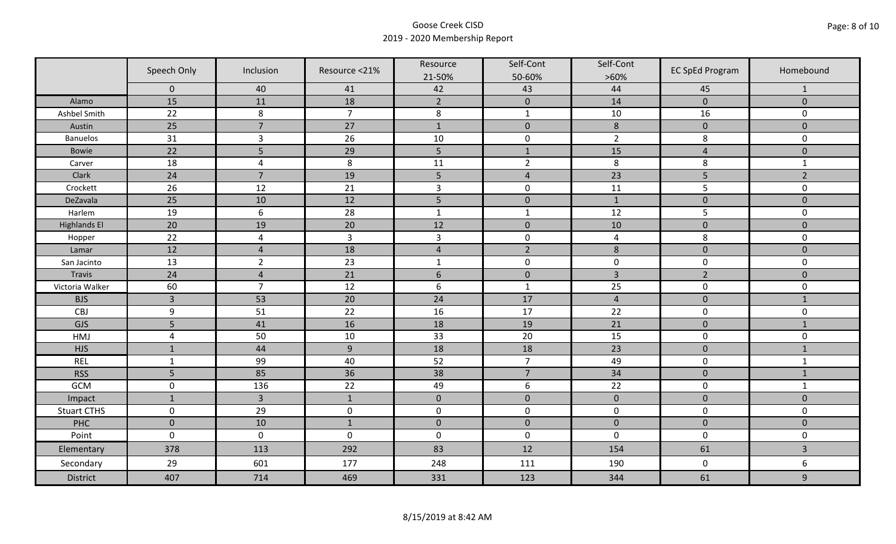# Goose Creek CISD
## 2019 - 2020 Membership Report

| | Speech Only | Inclusion | Resource <21% | Resource 21-50% | Self-Cont 50-60% | Self-Cont >60% | EC SpEd Program | Homebound |
|---|---|---|---|---|---|---|---|---|
| | 0 | 40 | 41 | 42 | 43 | 44 | 45 | 1 |
| Alamo | 15 | 11 | 18 | 2 | 0 | 14 | 0 | 0 |
| Ashbel Smith | 22 | 8 | 7 | 8 | 1 | 10 | 16 | 0 |
| Austin | 25 | 7 | 27 | 1 | 0 | 8 | 0 | 0 |
| Banuelos | 31 | 3 | 26 | 10 | 0 | 2 | 8 | 0 |
| Bowie | 22 | 5 | 29 | 5 | 1 | 15 | 4 | 0 |
| Carver | 18 | 4 | 8 | 11 | 2 | 8 | 8 | 1 |
| Clark | 24 | 7 | 19 | 5 | 4 | 23 | 5 | 2 |
| Crockett | 26 | 12 | 21 | 3 | 0 | 11 | 5 | 0 |
| DeZavala | 25 | 10 | 12 | 5 | 0 | 1 | 0 | 0 |
| Harlem | 19 | 6 | 28 | 1 | 1 | 12 | 5 | 0 |
| Highlands El | 20 | 19 | 20 | 12 | 0 | 10 | 0 | 0 |
| Hopper | 22 | 4 | 3 | 3 | 0 | 4 | 8 | 0 |
| Lamar | 12 | 4 | 18 | 4 | 2 | 8 | 0 | 0 |
| San Jacinto | 13 | 2 | 23 | 1 | 0 | 0 | 0 | 0 |
| Travis | 24 | 4 | 21 | 6 | 0 | 3 | 2 | 0 |
| Victoria Walker | 60 | 7 | 12 | 6 | 1 | 25 | 0 | 0 |
| BJS | 3 | 53 | 20 | 24 | 17 | 4 | 0 | 1 |
| CBJ | 9 | 51 | 22 | 16 | 17 | 22 | 0 | 0 |
| GJS | 5 | 41 | 16 | 18 | 19 | 21 | 0 | 1 |
| HMJ | 4 | 50 | 10 | 33 | 20 | 15 | 0 | 0 |
| HJS | 1 | 44 | 9 | 18 | 18 | 23 | 0 | 1 |
| REL | 1 | 99 | 40 | 52 | 7 | 49 | 0 | 1 |
| RSS | 5 | 85 | 36 | 38 | 7 | 34 | 0 | 1 |
| GCM | 0 | 136 | 22 | 49 | 6 | 22 | 0 | 1 |
| Impact | 1 | 3 | 1 | 0 | 0 | 0 | 0 | 0 |
| Stuart CTHS | 0 | 29 | 0 | 0 | 0 | 0 | 0 | 0 |
| PHC | 0 | 10 | 1 | 0 | 0 | 0 | 0 | 0 |
| Point | 0 | 0 | 0 | 0 | 0 | 0 | 0 | 0 |
| Elementary | 378 | 113 | 292 | 83 | 12 | 154 | 61 | 3 |
| Secondary | 29 | 601 | 177 | 248 | 111 | 190 | 0 | 6 |
| District | 407 | 714 | 469 | 331 | 123 | 344 | 61 | 9 |

8/15/2019 at 8:42 AM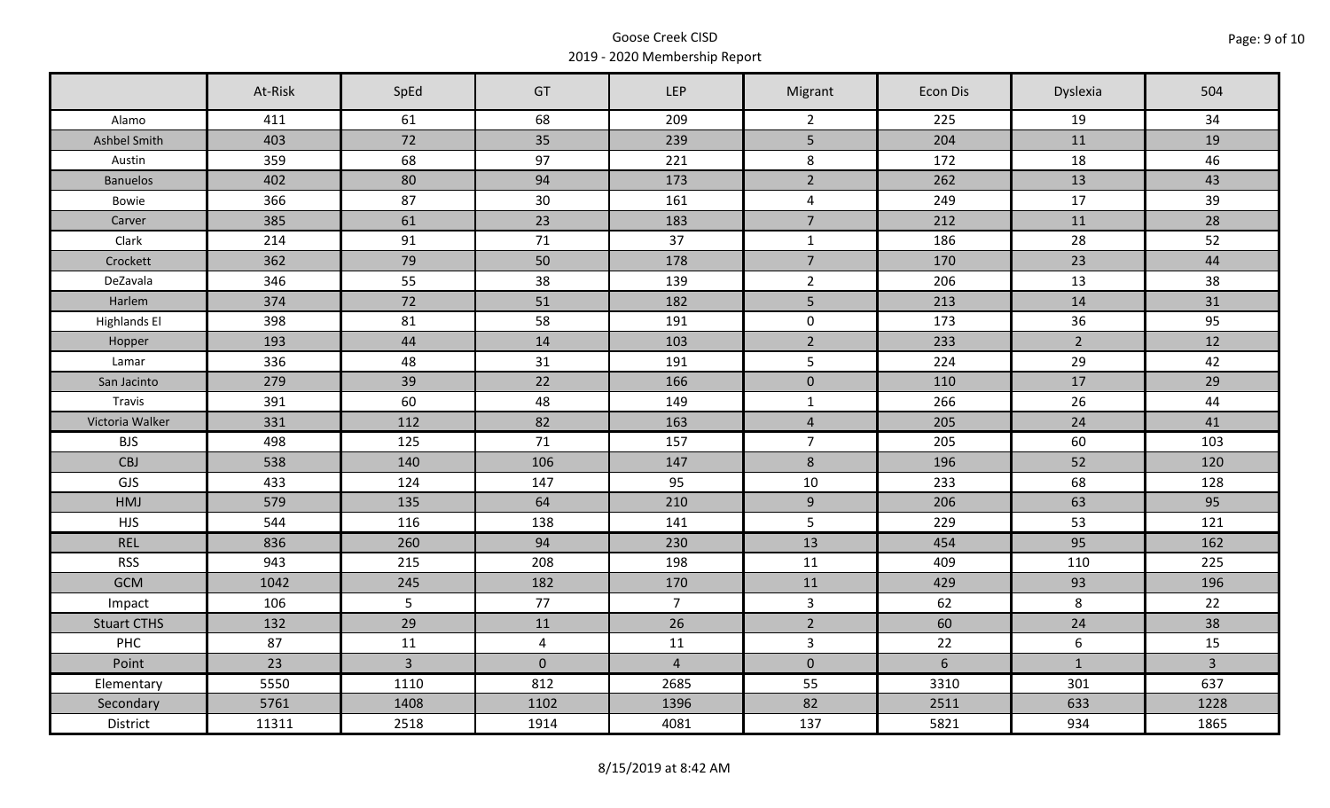Goose Creek CISD
2019 - 2020 Membership Report

| | At-Risk | SpEd | GT | LEP | Migrant | Econ Dis | Dyslexia | 504 |
|---|---|---|---|---|---|---|---|---|
| Alamo | 411 | 61 | 68 | 209 | 2 | 225 | 19 | 34 |
| Ashbel Smith | 403 | 72 | 35 | 239 | 5 | 204 | 11 | 19 |
| Austin | 359 | 68 | 97 | 221 | 8 | 172 | 18 | 46 |
| Banuelos | 402 | 80 | 94 | 173 | 2 | 262 | 13 | 43 |
| Bowie | 366 | 87 | 30 | 161 | 4 | 249 | 17 | 39 |
| Carver | 385 | 61 | 23 | 183 | 7 | 212 | 11 | 28 |
| Clark | 214 | 91 | 71 | 37 | 1 | 186 | 28 | 52 |
| Crockett | 362 | 79 | 50 | 178 | 7 | 170 | 23 | 44 |
| DeZavala | 346 | 55 | 38 | 139 | 2 | 206 | 13 | 38 |
| Harlem | 374 | 72 | 51 | 182 | 5 | 213 | 14 | 31 |
| Highlands El | 398 | 81 | 58 | 191 | 0 | 173 | 36 | 95 |
| Hopper | 193 | 44 | 14 | 103 | 2 | 233 | 2 | 12 |
| Lamar | 336 | 48 | 31 | 191 | 5 | 224 | 29 | 42 |
| San Jacinto | 279 | 39 | 22 | 166 | 0 | 110 | 17 | 29 |
| Travis | 391 | 60 | 48 | 149 | 1 | 266 | 26 | 44 |
| Victoria Walker | 331 | 112 | 82 | 163 | 4 | 205 | 24 | 41 |
| BJS | 498 | 125 | 71 | 157 | 7 | 205 | 60 | 103 |
| CBJ | 538 | 140 | 106 | 147 | 8 | 196 | 52 | 120 |
| GJS | 433 | 124 | 147 | 95 | 10 | 233 | 68 | 128 |
| HMJ | 579 | 135 | 64 | 210 | 9 | 206 | 63 | 95 |
| HJS | 544 | 116 | 138 | 141 | 5 | 229 | 53 | 121 |
| REL | 836 | 260 | 94 | 230 | 13 | 454 | 95 | 162 |
| RSS | 943 | 215 | 208 | 198 | 11 | 409 | 110 | 225 |
| GCM | 1042 | 245 | 182 | 170 | 11 | 429 | 93 | 196 |
| Impact | 106 | 5 | 77 | 7 | 3 | 62 | 8 | 22 |
| Stuart CTHS | 132 | 29 | 11 | 26 | 2 | 60 | 24 | 38 |
| PHC | 87 | 11 | 4 | 11 | 3 | 22 | 6 | 15 |
| Point | 23 | 3 | 0 | 4 | 0 | 6 | 1 | 3 |
| Elementary | 5550 | 1110 | 812 | 2685 | 55 | 3310 | 301 | 637 |
| Secondary | 5761 | 1408 | 1102 | 1396 | 82 | 2511 | 633 | 1228 |
| District | 11311 | 2518 | 1914 | 4081 | 137 | 5821 | 934 | 1865 |

8/15/2019 at 8:42 AM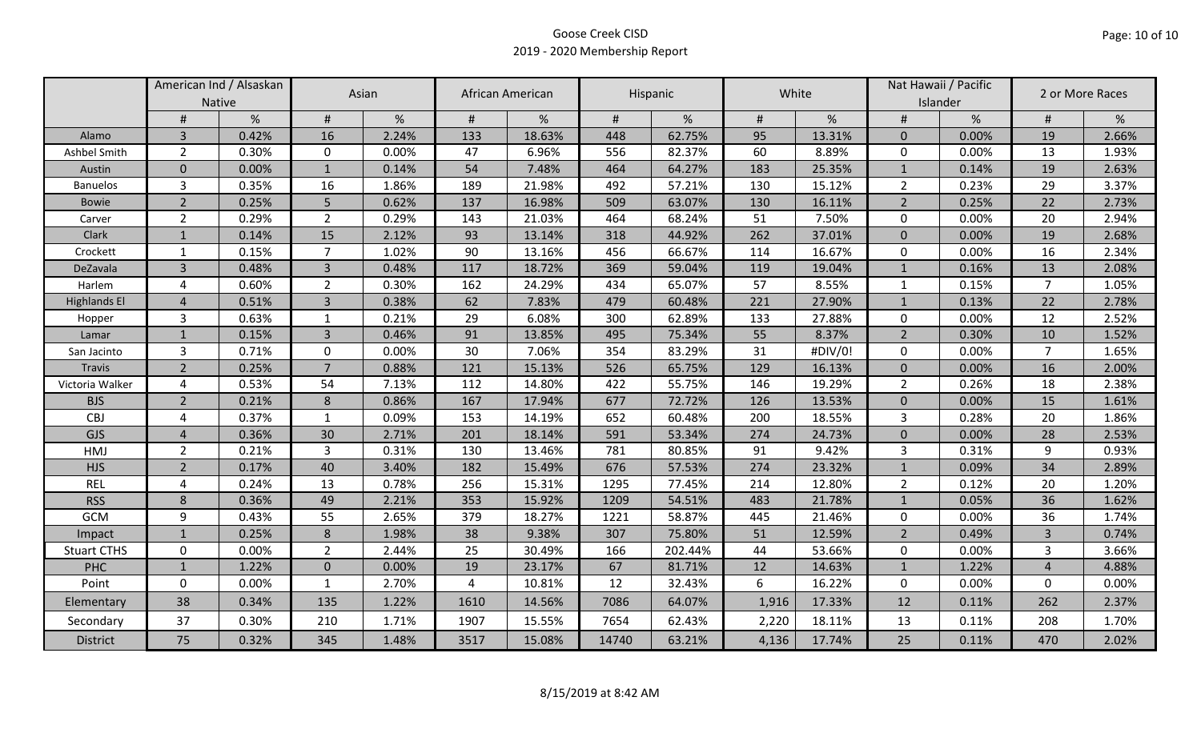# Goose Creek CISD
## 2019 - 2020 Membership Report

| | American Ind / Alsaskan Native | | Asian | | African American | | Hispanic | | White | | Nat Hawaii / Pacific Islander | | 2 or More Races | |
|---|---|---|---|---|---|---|---|---|---|---|---|---|---|---|
| | # | % | # | % | # | % | # | % | # | % | # | % | # | % |
| Alamo | 3 | 0.42% | 16 | 2.24% | 133 | 18.63% | 448 | 62.75% | 95 | 13.31% | 0 | 0.00% | 19 | 2.66% |
| Ashbel Smith | 2 | 0.30% | 0 | 0.00% | 47 | 6.96% | 556 | 82.37% | 60 | 8.89% | 0 | 0.00% | 13 | 1.93% |
| Austin | 0 | 0.00% | 1 | 0.14% | 54 | 7.48% | 464 | 64.27% | 183 | 25.35% | 1 | 0.14% | 19 | 2.63% |
| Banuelos | 3 | 0.35% | 16 | 1.86% | 189 | 21.98% | 492 | 57.21% | 130 | 15.12% | 2 | 0.23% | 29 | 3.37% |
| Bowie | 2 | 0.25% | 5 | 0.62% | 137 | 16.98% | 509 | 63.07% | 130 | 16.11% | 2 | 0.25% | 22 | 2.73% |
| Carver | 2 | 0.29% | 2 | 0.29% | 143 | 21.03% | 464 | 68.24% | 51 | 7.50% | 0 | 0.00% | 20 | 2.94% |
| Clark | 1 | 0.14% | 15 | 2.12% | 93 | 13.14% | 318 | 44.92% | 262 | 37.01% | 0 | 0.00% | 19 | 2.68% |
| Crockett | 1 | 0.15% | 7 | 1.02% | 90 | 13.16% | 456 | 66.67% | 114 | 16.67% | 0 | 0.00% | 16 | 2.34% |
| DeZavala | 3 | 0.48% | 3 | 0.48% | 117 | 18.72% | 369 | 59.04% | 119 | 19.04% | 1 | 0.16% | 13 | 2.08% |
| Harlem | 4 | 0.60% | 2 | 0.30% | 162 | 24.29% | 434 | 65.07% | 57 | 8.55% | 1 | 0.15% | 7 | 1.05% |
| Highlands El | 4 | 0.51% | 3 | 0.38% | 62 | 7.83% | 479 | 60.48% | 221 | 27.90% | 1 | 0.13% | 22 | 2.78% |
| Hopper | 3 | 0.63% | 1 | 0.21% | 29 | 6.08% | 300 | 62.89% | 133 | 27.88% | 0 | 0.00% | 12 | 2.52% |
| Lamar | 1 | 0.15% | 3 | 0.46% | 91 | 13.85% | 495 | 75.34% | 55 | 8.37% | 2 | 0.30% | 10 | 1.52% |
| San Jacinto | 3 | 0.71% | 0 | 0.00% | 30 | 7.06% | 354 | 83.29% | 31 | #DIV/0! | 0 | 0.00% | 7 | 1.65% |
| Travis | 2 | 0.25% | 7 | 0.88% | 121 | 15.13% | 526 | 65.75% | 129 | 16.13% | 0 | 0.00% | 16 | 2.00% |
| Victoria Walker | 4 | 0.53% | 54 | 7.13% | 112 | 14.80% | 422 | 55.75% | 146 | 19.29% | 2 | 0.26% | 18 | 2.38% |
| BJS | 2 | 0.21% | 8 | 0.86% | 167 | 17.94% | 677 | 72.72% | 126 | 13.53% | 0 | 0.00% | 15 | 1.61% |
| CBJ | 4 | 0.37% | 1 | 0.09% | 153 | 14.19% | 652 | 60.48% | 200 | 18.55% | 3 | 0.28% | 20 | 1.86% |
| GJS | 4 | 0.36% | 30 | 2.71% | 201 | 18.14% | 591 | 53.34% | 274 | 24.73% | 0 | 0.00% | 28 | 2.53% |
| HMJ | 2 | 0.21% | 3 | 0.31% | 130 | 13.46% | 781 | 80.85% | 91 | 9.42% | 3 | 0.31% | 9 | 0.93% |
| HJS | 2 | 0.17% | 40 | 3.40% | 182 | 15.49% | 676 | 57.53% | 274 | 23.32% | 1 | 0.09% | 34 | 2.89% |
| REL | 4 | 0.24% | 13 | 0.78% | 256 | 15.31% | 1295 | 77.45% | 214 | 12.80% | 2 | 0.12% | 20 | 1.20% |
| RSS | 8 | 0.36% | 49 | 2.21% | 353 | 15.92% | 1209 | 54.51% | 483 | 21.78% | 1 | 0.05% | 36 | 1.62% |
| GCM | 9 | 0.43% | 55 | 2.65% | 379 | 18.27% | 1221 | 58.87% | 445 | 21.46% | 0 | 0.00% | 36 | 1.74% |
| Impact | 1 | 0.25% | 8 | 1.98% | 38 | 9.38% | 307 | 75.80% | 51 | 12.59% | 2 | 0.49% | 3 | 0.74% |
| Stuart CTHS | 0 | 0.00% | 2 | 2.44% | 25 | 30.49% | 166 | 202.44% | 44 | 53.66% | 0 | 0.00% | 3 | 3.66% |
| PHC | 1 | 1.22% | 0 | 0.00% | 19 | 23.17% | 67 | 81.71% | 12 | 14.63% | 1 | 1.22% | 4 | 4.88% |
| Point | 0 | 0.00% | 1 | 2.70% | 4 | 10.81% | 12 | 32.43% | 6 | 16.22% | 0 | 0.00% | 0 | 0.00% |
| Elementary | 38 | 0.34% | 135 | 1.22% | 1610 | 14.56% | 7086 | 64.07% | 1,916 | 17.33% | 12 | 0.11% | 262 | 2.37% |
| Secondary | 37 | 0.30% | 210 | 1.71% | 1907 | 15.55% | 7654 | 62.43% | 2,220 | 18.11% | 13 | 0.11% | 208 | 1.70% |
| District | 75 | 0.32% | 345 | 1.48% | 3517 | 15.08% | 14740 | 63.21% | 4,136 | 17.74% | 25 | 0.11% | 470 | 2.02% |

8/15/2019 at 8:42 AM